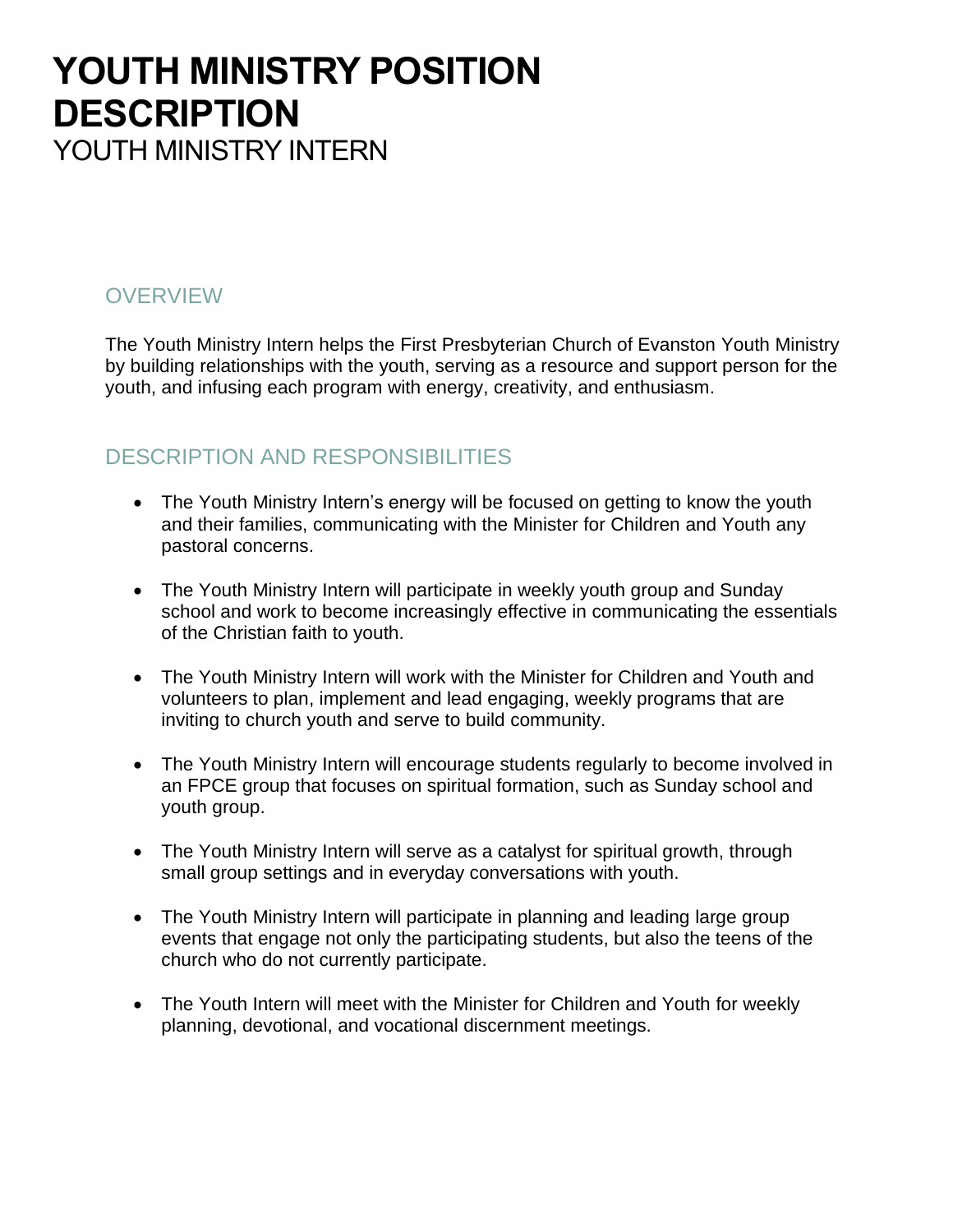# YOUTH MINISTRY POSITION DESCRIPTION

YOUTH MINISTRY INTERN

## OVERVIEW

The Youth Ministry Intern helps the First Presbyterian Church of Evanston Youth Ministry by building relationships with the youth, serving as a resource and support person for the youth, and infusing each program with energy, creativity, and enthusiasm.

## DESCRIPTION AND RESPONSIBILITIES

- The Youth Ministry Intern's energy will be focused on getting to know the youth and their families, communicating with the Minister for Children and Youth any pastoral concerns.
- The Youth Ministry Intern will participate in weekly youth group and Sunday school and work to become increasingly effective in communicating the essentials of the Christian faith to youth.
- The Youth Ministry Intern will work with the Minister for Children and Youth and volunteers to plan, implement and lead engaging, weekly programs that are inviting to church youth and serve to build community.
- The Youth Ministry Intern will encourage students regularly to become involved in an FPCE group that focuses on spiritual formation, such as Sunday school and youth group.
- The Youth Ministry Intern will serve as a catalyst for spiritual growth, through small group settings and in everyday conversations with youth.
- The Youth Ministry Intern will participate in planning and leading large group events that engage not only the participating students, but also the teens of the church who do not currently participate.
- The Youth Intern will meet with the Minister for Children and Youth for weekly planning, devotional, and vocational discernment meetings.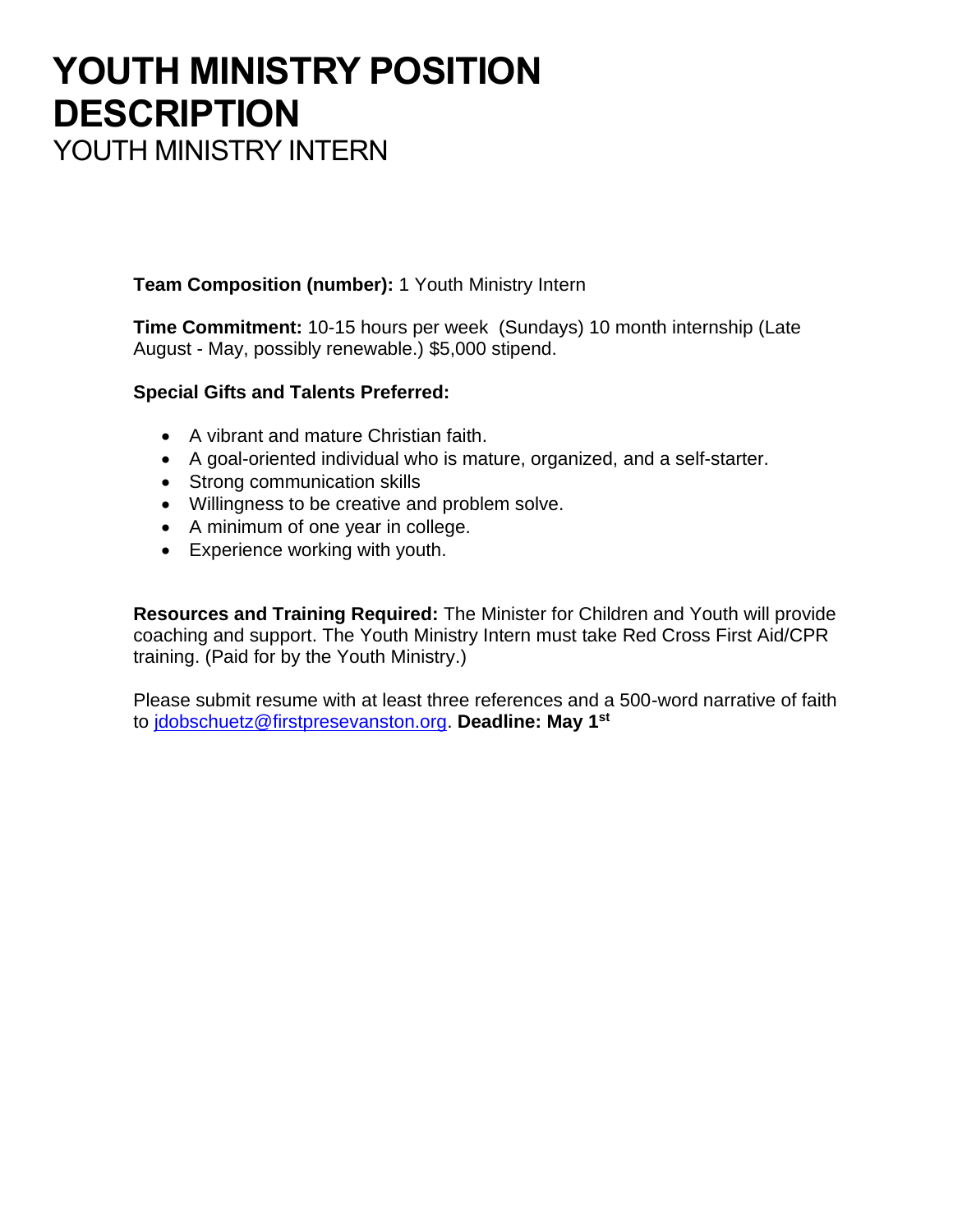# YOUTH MINISTRY POSITION DESCRIPTION

## YOUTH MINISTRY INTERN

**Team Composition (number):** 1 Youth Ministry Intern

**Time Commitment:** 10-15 hours per week (Sundays) 10 month internship (Late August - May, possibly renewable.) $5,000 stipend.

**Special Gifts and Talents Preferred:**

- A vibrant and mature Christian faith.
- A goal-oriented individual who is mature, organized, and a self-starter.
- Strong communication skills
- Willingness to be creative and problem solve.
- A minimum of one year in college.
- Experience working with youth.

**Resources and Training Required:** The Minister for Children and Youth will provide coaching and support. The Youth Ministry Intern must take Red Cross First Aid/CPR training. (Paid for by the Youth Ministry.)

Please submit resume with at least three references and a 500-word narrative of faith to jdobschuetz@firstpresevanston.org. **Deadline: May 1st**